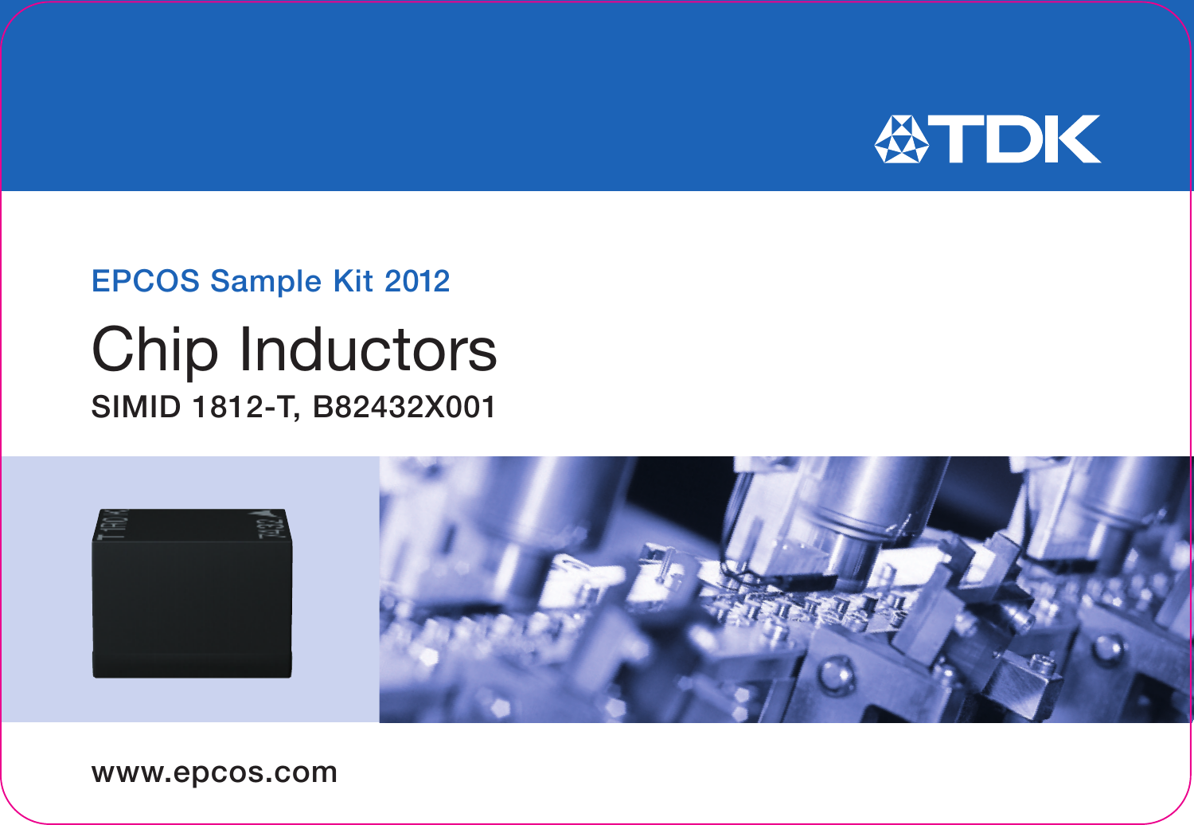TDK

EPCOS Sample Kit 2012

# Chip Inductors

## SIMID 1812-T, B82432X001

www.epcos.com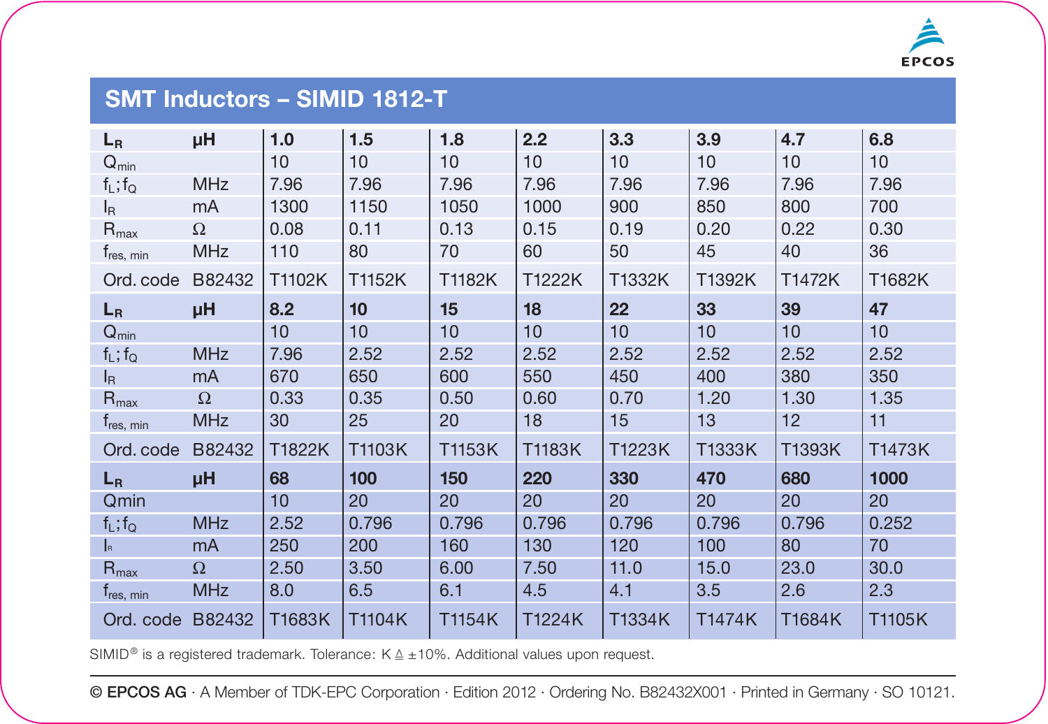## SMT Inductors – SIMID 1812-T

| $L_R$ | µH | 1.0 | 1.5 | 1.8 | 2.2 | 3.3 | 3.9 | 4.7 | 6.8 |
|---|---|---|---|---|---|---|---|---|---|
| $Q_{min}$ | | 10 | 10 | 10 | 10 | 10 | 10 | 10 | 10 |
| $f_L;f_Q$ | MHz | 7.96 | 7.96 | 7.96 | 7.96 | 7.96 | 7.96 | 7.96 | 7.96 |
| $I_R$ | mA | 1300 | 1150 | 1050 | 1000 | 900 | 850 | 800 | 700 |
| $R_{max}$ | Ω | 0.08 | 0.11 | 0.13 | 0.15 | 0.19 | 0.20 | 0.22 | 0.30 |
| $f_{res,\ min}$ | MHz | 110 | 80 | 70 | 60 | 50 | 45 | 40 | 36 |
| Ord. code | B82432 | T1102K | T1152K | T1182K | T1222K | T1332K | T1392K | T1472K | T1682K |
| $L_R$ | µH | 8.2 | 10 | 15 | 18 | 22 | 33 | 39 | 47 |
| $Q_{min}$ | | 10 | 10 | 10 | 10 | 10 | 10 | 10 | 10 |
| $f_L;f_Q$ | MHz | 7.96 | 2.52 | 2.52 | 2.52 | 2.52 | 2.52 | 2.52 | 2.52 |
| $I_R$ | mA | 670 | 650 | 600 | 550 | 450 | 400 | 380 | 350 |
| $R_{max}$ | Ω | 0.33 | 0.35 | 0.50 | 0.60 | 0.70 | 1.20 | 1.30 | 1.35 |
| $f_{res,\ min}$ | MHz | 30 | 25 | 20 | 18 | 15 | 13 | 12 | 11 |
| Ord. code | B82432 | T1822K | T1103K | T1153K | T1183K | T1223K | T1333K | T1393K | T1473K |
| $L_R$ | µH | 68 | 100 | 150 | 220 | 330 | 470 | 680 | 1000 |
| $Q_{min}$ | | 10 | 20 | 20 | 20 | 20 | 20 | 20 | 20 |
| $f_L;f_Q$ | MHz | 2.52 | 0.796 | 0.796 | 0.796 | 0.796 | 0.796 | 0.796 | 0.252 |
| $I_R$ | mA | 250 | 200 | 160 | 130 | 120 | 100 | 80 | 70 |
| $R_{max}$ | Ω | 2.50 | 3.50 | 6.00 | 7.50 | 11.0 | 15.0 | 23.0 | 30.0 |
| $f_{res,\ min}$ | MHz | 8.0 | 6.5 | 6.1 | 4.5 | 4.1 | 3.5 | 2.6 | 2.3 |
| Ord. code | B82432 | T1683K | T1104K | T1154K | T1224K | T1334K | T1474K | T1684K | T1105K |

SIMID® is a registered trademark. Tolerance: K ≙ ±10%. Additional values upon request.

**© EPCOS AG** · A Member of TDK-EPC Corporation · Edition 2012 · Ordering No. B82432X001 · Printed in Germany · SO 10121.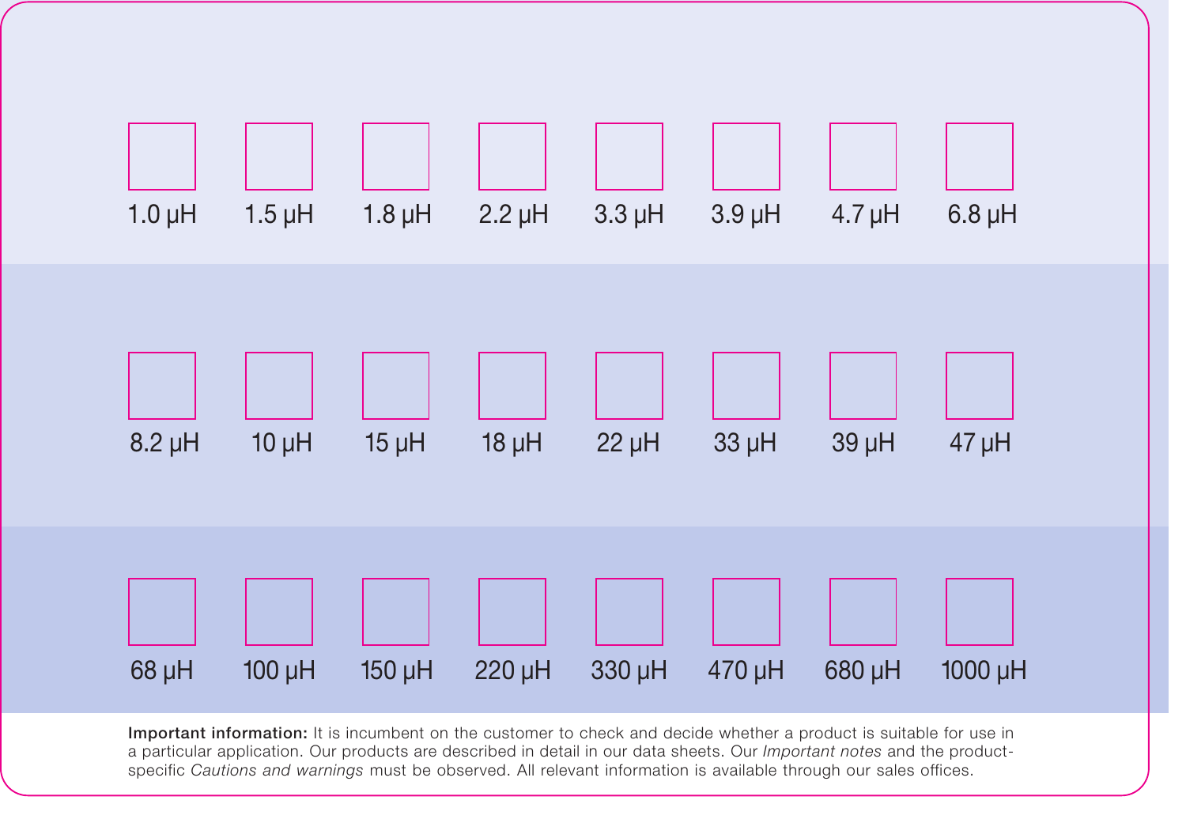| | | | | | | | |
|---|---|---|---|---|---|---|---|
| 1.0 µH | 1.5 µH | 1.8 µH | 2.2 µH | 3.3 µH | 3.9 µH | 4.7 µH | 6.8 µH |
| 8.2 µH | 10 µH | 15 µH | 18 µH | 22 µH | 33 µH | 39 µH | 47 µH |
| 68 µH | 100 µH | 150 µH | 220 µH | 330 µH | 470 µH | 680 µH | 1000 µH |

**Important information:** It is incumbent on the customer to check and decide whether a product is suitable for use in a particular application. Our products are described in detail in our data sheets. Our *Important notes* and the product-specific *Cautions and warnings* must be observed. All relevant information is available through our sales offices.